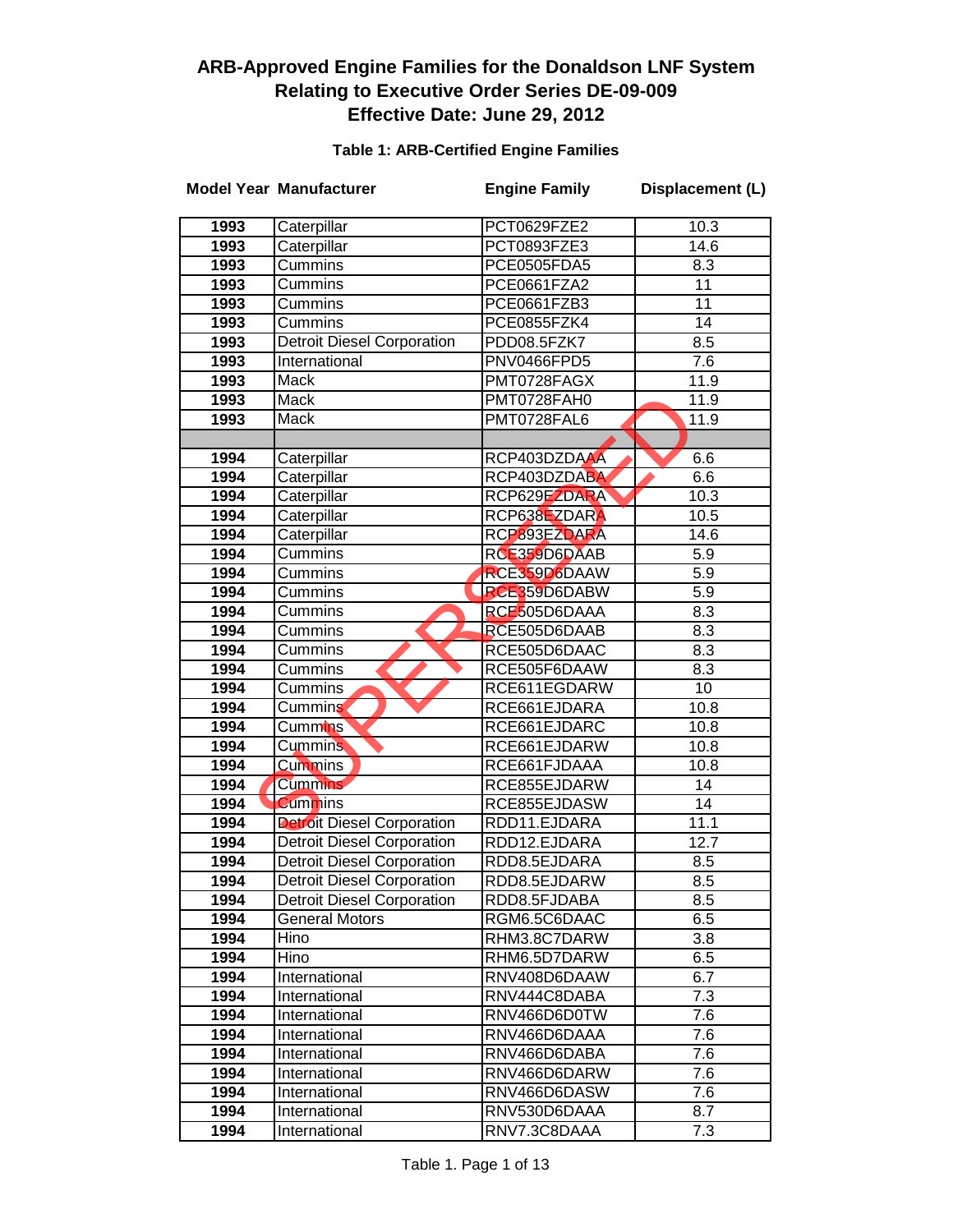# ARB-Approved Engine Families for the Donaldson LNF System
## Relating to Executive Order Series DE-09-009
## Effective Date: June 29, 2012

SUPERSEDED

### Table 1: ARB-Certified Engine Families

| Model Year | Manufacturer | Engine Family | Displacement (L) |
|---|---|---|---|
| 1993 | Caterpillar | PCT0629FZE2 | 10.3 |
| 1993 | Caterpillar | PCT0893FZE3 | 14.6 |
| 1993 | Cummins | PCE0505FDA5 | 8.3 |
| 1993 | Cummins | PCE0661FZA2 | 11 |
| 1993 | Cummins | PCE0661FZB3 | 11 |
| 1993 | Cummins | PCE0855FZK4 | 14 |
| 1993 | Detroit Diesel Corporation | PDD08.5FZK7 | 8.5 |
| 1993 | International | PNV0466FPD5 | 7.6 |
| 1993 | Mack | PMT0728FAGX | 11.9 |
| 1993 | Mack | PMT0728FAH0 | 11.9 |
| 1993 | Mack | PMT0728FAL6 | 11.9 |
| | | | |
| 1994 | Caterpillar | RCP403DZDAAA | 6.6 |
| 1994 | Caterpillar | RCP403DZDABA | 6.6 |
| 1994 | Caterpillar | RCP629EZDARA | 10.3 |
| 1994 | Caterpillar | RCP638EZDARA | 10.5 |
| 1994 | Caterpillar | RCP893EZDARA | 14.6 |
| 1994 | Cummins | RCE359D6DAAB | 5.9 |
| 1994 | Cummins | RCE359D6DAAW | 5.9 |
| 1994 | Cummins | RCE359D6DABW | 5.9 |
| 1994 | Cummins | RCE505D6DAAA | 8.3 |
| 1994 | Cummins | RCE505D6DAAB | 8.3 |
| 1994 | Cummins | RCE505D6DAAC | 8.3 |
| 1994 | Cummins | RCE505F6DAAW | 8.3 |
| 1994 | Cummins | RCE611EGDARW | 10 |
| 1994 | Cummins | RCE661EJDARA | 10.8 |
| 1994 | Cummins | RCE661EJDARC | 10.8 |
| 1994 | Cummins | RCE661EJDARW | 10.8 |
| 1994 | Cummins | RCE661FJDAAA | 10.8 |
| 1994 | Cummins | RCE855EJDARW | 14 |
| 1994 | Cummins | RCE855EJDASW | 14 |
| 1994 | Detroit Diesel Corporation | RDD11.EJDARA | 11.1 |
| 1994 | Detroit Diesel Corporation | RDD12.EJDARA | 12.7 |
| 1994 | Detroit Diesel Corporation | RDD8.5EJDARA | 8.5 |
| 1994 | Detroit Diesel Corporation | RDD8.5EJDARW | 8.5 |
| 1994 | Detroit Diesel Corporation | RDD8.5FJDABA | 8.5 |
| 1994 | General Motors | RGM6.5C6DAAC | 6.5 |
| 1994 | Hino | RHM3.8C7DARW | 3.8 |
| 1994 | Hino | RHM6.5D7DARW | 6.5 |
| 1994 | International | RNV408D6DAAW | 6.7 |
| 1994 | International | RNV444C8DABA | 7.3 |
| 1994 | International | RNV466D6D0TW | 7.6 |
| 1994 | International | RNV466D6DAAA | 7.6 |
| 1994 | International | RNV466D6DABA | 7.6 |
| 1994 | International | RNV466D6DARW | 7.6 |
| 1994 | International | RNV466D6DASW | 7.6 |
| 1994 | International | RNV530D6DAAA | 8.7 |
| 1994 | International | RNV7.3C8DAAA | 7.3 |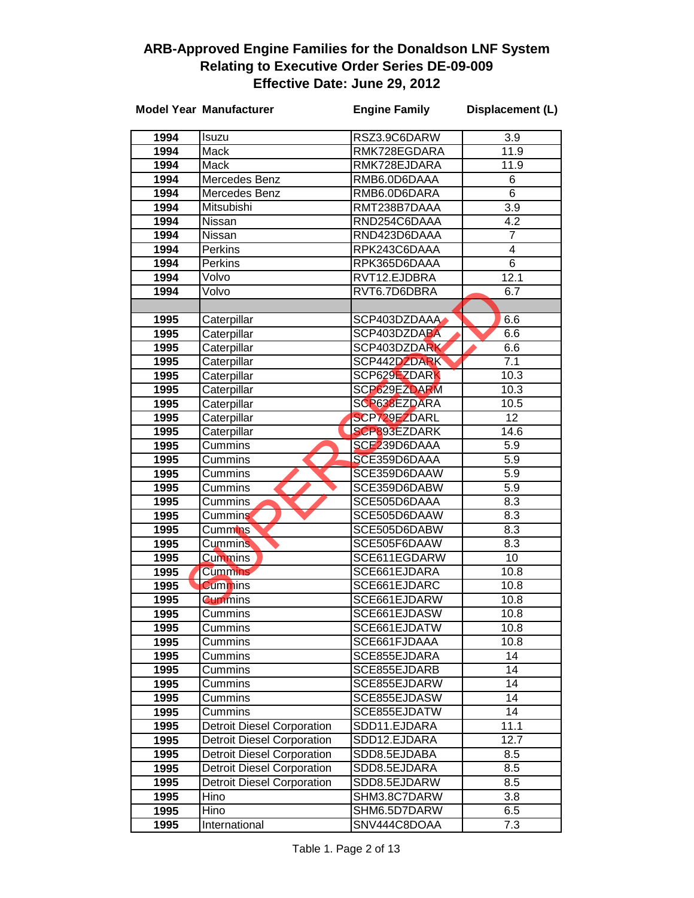## ARB-Approved Engine Families for the Donaldson LNF System
## Relating to Executive Order Series DE-09-009
## Effective Date: June 29, 2012

SUPERSEDED

| Model Year | Manufacturer | Engine Family | Displacement (L) |
|---|---|---|---|
| 1994 | Isuzu | RSZ3.9C6DARW | 3.9 |
| 1994 | Mack | RMK728EGDARA | 11.9 |
| 1994 | Mack | RMK728EJDARA | 11.9 |
| 1994 | Mercedes Benz | RMB6.0D6DAAA | 6 |
| 1994 | Mercedes Benz | RMB6.0D6DARA | 6 |
| 1994 | Mitsubishi | RMT238B7DAAA | 3.9 |
| 1994 | Nissan | RND254C6DAAA | 4.2 |
| 1994 | Nissan | RND423D6DAAA | 7 |
| 1994 | Perkins | RPK243C6DAAA | 4 |
| 1994 | Perkins | RPK365D6DAAA | 6 |
| 1994 | Volvo | RVT12.EJDBRA | 12.1 |
| 1994 | Volvo | RVT6.7D6DBRA | 6.7 |
| | | | |
| 1995 | Caterpillar | SCP403DZDAAA | 6.6 |
| 1995 | Caterpillar | SCP403DZDABA | 6.6 |
| 1995 | Caterpillar | SCP403DZDARK | 6.6 |
| 1995 | Caterpillar | SCP442DZDARK | 7.1 |
| 1995 | Caterpillar | SCP629EZDARK | 10.3 |
| 1995 | Caterpillar | SCP629EZDARM | 10.3 |
| 1995 | Caterpillar | SCP638EZDARA | 10.5 |
| 1995 | Caterpillar | SCP729EZDARL | 12 |
| 1995 | Caterpillar | SCP893EZDARK | 14.6 |
| 1995 | Cummins | SCE239D6DAAA | 5.9 |
| 1995 | Cummins | SCE359D6DAAA | 5.9 |
| 1995 | Cummins | SCE359D6DAAW | 5.9 |
| 1995 | Cummins | SCE359D6DABW | 5.9 |
| 1995 | Cummins | SCE505D6DAAA | 8.3 |
| 1995 | Cummins | SCE505D6DAAW | 8.3 |
| 1995 | Cummins | SCE505D6DABW | 8.3 |
| 1995 | Cummins | SCE505F6DAAW | 8.3 |
| 1995 | Cummins | SCE611EGDARW | 10 |
| 1995 | Cummins | SCE661EJDARA | 10.8 |
| 1995 | Cummins | SCE661EJDARC | 10.8 |
| 1995 | Cummins | SCE661EJDARW | 10.8 |
| 1995 | Cummins | SCE661EJDASW | 10.8 |
| 1995 | Cummins | SCE661EJDATW | 10.8 |
| 1995 | Cummins | SCE661FJDAAA | 10.8 |
| 1995 | Cummins | SCE855EJDARA | 14 |
| 1995 | Cummins | SCE855EJDARB | 14 |
| 1995 | Cummins | SCE855EJDARW | 14 |
| 1995 | Cummins | SCE855EJDASW | 14 |
| 1995 | Cummins | SCE855EJDATW | 14 |
| 1995 | Detroit Diesel Corporation | SDD11.EJDARA | 11.1 |
| 1995 | Detroit Diesel Corporation | SDD12.EJDARA | 12.7 |
| 1995 | Detroit Diesel Corporation | SDD8.5EJDABA | 8.5 |
| 1995 | Detroit Diesel Corporation | SDD8.5EJDARA | 8.5 |
| 1995 | Detroit Diesel Corporation | SDD8.5EJDARW | 8.5 |
| 1995 | Hino | SHM3.8C7DARW | 3.8 |
| 1995 | Hino | SHM6.5D7DARW | 6.5 |
| 1995 | International | SNV444C8DOAA | 7.3 |

Table 1. Page 2 of 13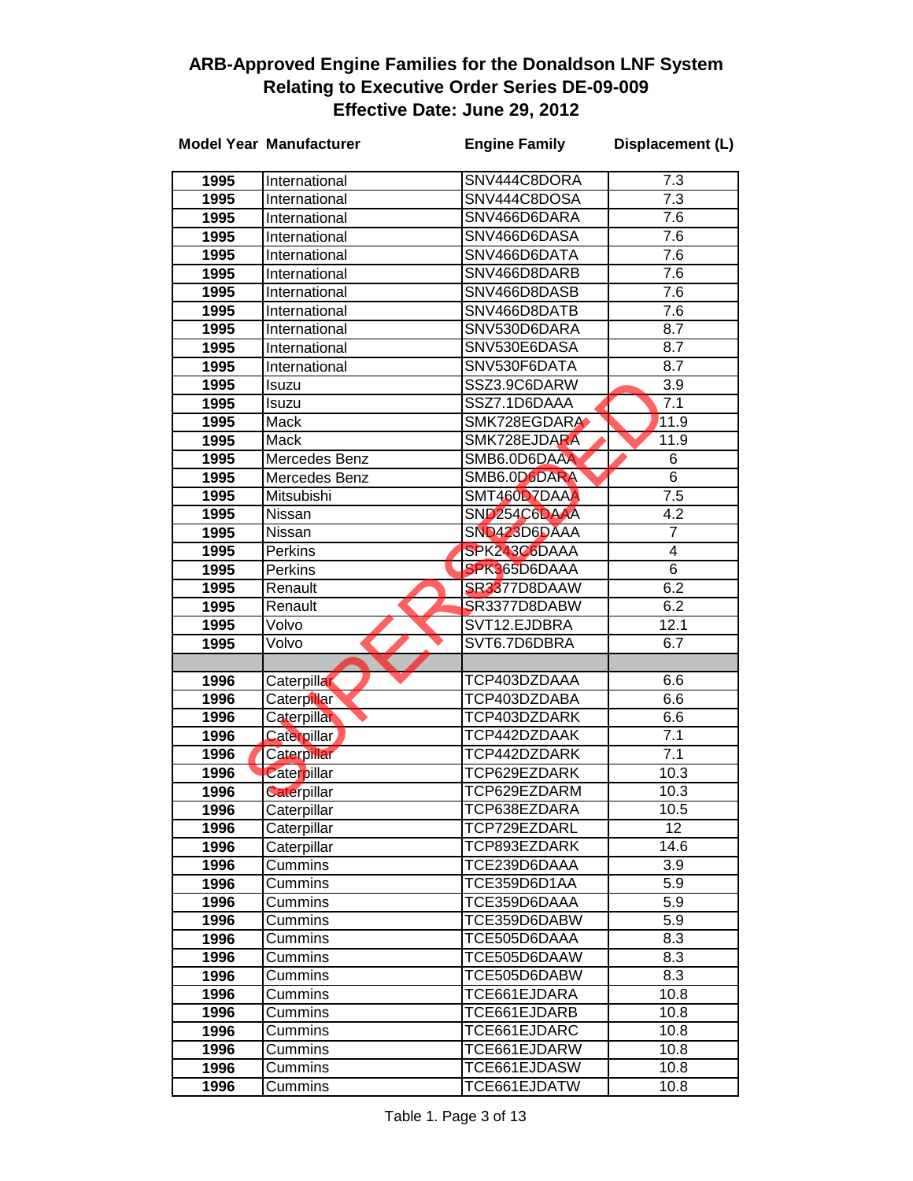# ARB-Approved Engine Families for the Donaldson LNF System Relating to Executive Order Series DE-09-009 Effective Date: June 29, 2012

SUPERSEDED

| Model Year | Manufacturer | Engine Family | Displacement (L) |
|---|---|---|---|
| 1995 | International | SNV444C8DORA | 7.3 |
| 1995 | International | SNV444C8DOSA | 7.3 |
| 1995 | International | SNV466D6DARA | 7.6 |
| 1995 | International | SNV466D6DASA | 7.6 |
| 1995 | International | SNV466D6DATA | 7.6 |
| 1995 | International | SNV466D8DARB | 7.6 |
| 1995 | International | SNV466D8DASB | 7.6 |
| 1995 | International | SNV466D8DATB | 7.6 |
| 1995 | International | SNV530D6DARA | 8.7 |
| 1995 | International | SNV530E6DASA | 8.7 |
| 1995 | International | SNV530F6DATA | 8.7 |
| 1995 | Isuzu | SSZ3.9C6DARW | 3.9 |
| 1995 | Isuzu | SSZ7.1D6DAAA | 7.1 |
| 1995 | Mack | SMK728EGDARA | 11.9 |
| 1995 | Mack | SMK728EJDARA | 11.9 |
| 1995 | Mercedes Benz | SMB6.0D6DAAA | 6 |
| 1995 | Mercedes Benz | SMB6.0D6DARA | 6 |
| 1995 | Mitsubishi | SMT460D7DAAA | 7.5 |
| 1995 | Nissan | SND254C6DAAA | 4.2 |
| 1995 | Nissan | SND423D6DAAA | 7 |
| 1995 | Perkins | SPK243C6DAAA | 4 |
| 1995 | Perkins | SPK365D6DAAA | 6 |
| 1995 | Renault | SR3377D8DAAW | 6.2 |
| 1995 | Renault | SR3377D8DABW | 6.2 |
| 1995 | Volvo | SVT12.EJDBRA | 12.1 |
| 1995 | Volvo | SVT6.7D6DBRA | 6.7 |
| | | | |
| 1996 | Caterpillar | TCP403DZDAAA | 6.6 |
| 1996 | Caterpillar | TCP403DZDABA | 6.6 |
| 1996 | Caterpillar | TCP403DZDARK | 6.6 |
| 1996 | Caterpillar | TCP442DZDAAK | 7.1 |
| 1996 | Caterpillar | TCP442DZDARK | 7.1 |
| 1996 | Caterpillar | TCP629EZDARK | 10.3 |
| 1996 | Caterpillar | TCP629EZDARM | 10.3 |
| 1996 | Caterpillar | TCP638EZDARA | 10.5 |
| 1996 | Caterpillar | TCP729EZDARL | 12 |
| 1996 | Caterpillar | TCP893EZDARK | 14.6 |
| 1996 | Cummins | TCE239D6DAAA | 3.9 |
| 1996 | Cummins | TCE359D6D1AA | 5.9 |
| 1996 | Cummins | TCE359D6DAAA | 5.9 |
| 1996 | Cummins | TCE359D6DABW | 5.9 |
| 1996 | Cummins | TCE505D6DAAA | 8.3 |
| 1996 | Cummins | TCE505D6DAAW | 8.3 |
| 1996 | Cummins | TCE505D6DABW | 8.3 |
| 1996 | Cummins | TCE661EJDARA | 10.8 |
| 1996 | Cummins | TCE661EJDARB | 10.8 |
| 1996 | Cummins | TCE661EJDARC | 10.8 |
| 1996 | Cummins | TCE661EJDARW | 10.8 |
| 1996 | Cummins | TCE661EJDASW | 10.8 |
| 1996 | Cummins | TCE661EJDATW | 10.8 |

Table 1. Page 3 of 13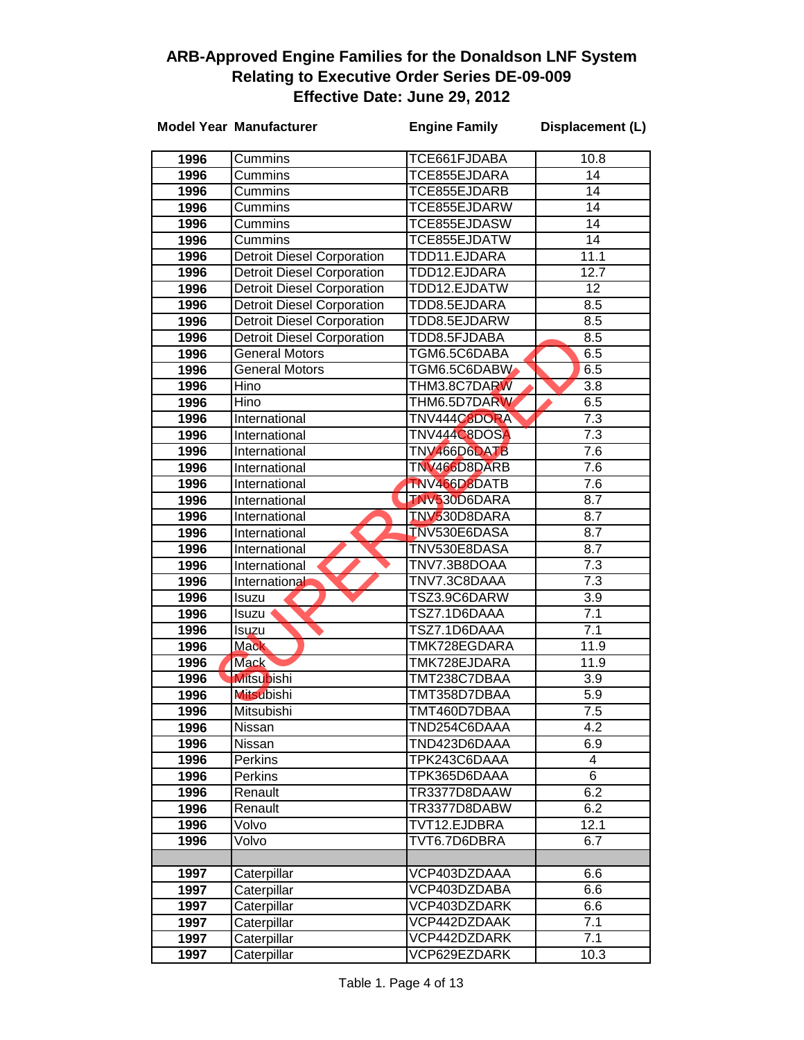## ARB-Approved Engine Families for the Donaldson LNF System
## Relating to Executive Order Series DE-09-009
## Effective Date: June 29, 2012

SUPERSEDED

| Model Year | Manufacturer | Engine Family | Displacement (L) |
|---|---|---|---|
| 1996 | Cummins | TCE661FJDABA | 10.8 |
| 1996 | Cummins | TCE855EJDARA | 14 |
| 1996 | Cummins | TCE855EJDARB | 14 |
| 1996 | Cummins | TCE855EJDARW | 14 |
| 1996 | Cummins | TCE855EJDASW | 14 |
| 1996 | Cummins | TCE855EJDATW | 14 |
| 1996 | Detroit Diesel Corporation | TDD11.EJDARA | 11.1 |
| 1996 | Detroit Diesel Corporation | TDD12.EJDARA | 12.7 |
| 1996 | Detroit Diesel Corporation | TDD12.EJDATW | 12 |
| 1996 | Detroit Diesel Corporation | TDD8.5EJDARA | 8.5 |
| 1996 | Detroit Diesel Corporation | TDD8.5EJDARW | 8.5 |
| 1996 | Detroit Diesel Corporation | TDD8.5FJDABA | 8.5 |
| 1996 | General Motors | TGM6.5C6DABA | 6.5 |
| 1996 | General Motors | TGM6.5C6DABW | 6.5 |
| 1996 | Hino | THM3.8C7DARW | 3.8 |
| 1996 | Hino | THM6.5D7DARW | 6.5 |
| 1996 | International | TNV444C8DORA | 7.3 |
| 1996 | International | TNV444C8DOSA | 7.3 |
| 1996 | International | TNV466D6DATB | 7.6 |
| 1996 | International | TNV466D8DARB | 7.6 |
| 1996 | International | TNV466D8DATB | 7.6 |
| 1996 | International | TNV530D6DARA | 8.7 |
| 1996 | International | TNV530D8DARA | 8.7 |
| 1996 | International | TNV530E6DASA | 8.7 |
| 1996 | International | TNV530E8DASA | 8.7 |
| 1996 | International | TNV7.3B8DOAA | 7.3 |
| 1996 | International | TNV7.3C8DAAA | 7.3 |
| 1996 | Isuzu | TSZ3.9C6DARW | 3.9 |
| 1996 | Isuzu | TSZ7.1D6DAAA | 7.1 |
| 1996 | Isuzu | TSZ7.1D6DAAA | 7.1 |
| 1996 | Mack | TMK728EGDARA | 11.9 |
| 1996 | Mack | TMK728EJDARA | 11.9 |
| 1996 | Mitsubishi | TMT238C7DBAA | 3.9 |
| 1996 | Mitsubishi | TMT358D7DBAA | 5.9 |
| 1996 | Mitsubishi | TMT460D7DBAA | 7.5 |
| 1996 | Nissan | TND254C6DAAA | 4.2 |
| 1996 | Nissan | TND423D6DAAA | 6.9 |
| 1996 | Perkins | TPK243C6DAAA | 4 |
| 1996 | Perkins | TPK365D6DAAA | 6 |
| 1996 | Renault | TR3377D8DAAW | 6.2 |
| 1996 | Renault | TR3377D8DABW | 6.2 |
| 1996 | Volvo | TVT12.EJDBRA | 12.1 |
| 1996 | Volvo | TVT6.7D6DBRA | 6.7 |
| | | | |
| 1997 | Caterpillar | VCP403DZDAAA | 6.6 |
| 1997 | Caterpillar | VCP403DZDABA | 6.6 |
| 1997 | Caterpillar | VCP403DZDARK | 6.6 |
| 1997 | Caterpillar | VCP442DZDAAK | 7.1 |
| 1997 | Caterpillar | VCP442DZDARK | 7.1 |
| 1997 | Caterpillar | VCP629EZDARK | 10.3 |

Table 1.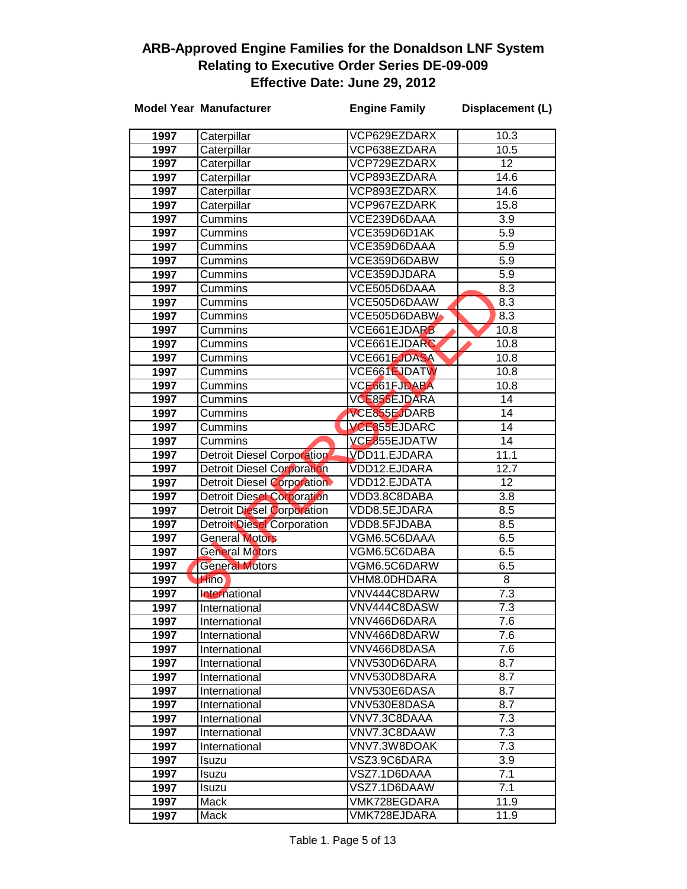# ARB-Approved Engine Families for the Donaldson LNF System Relating to Executive Order Series DE-09-009 Effective Date: June 29, 2012

SUPERSEDED

| Model Year | Manufacturer | Engine Family | Displacement (L) |
|---|---|---|---|
| 1997 | Caterpillar | VCP629EZDARX | 10.3 |
| 1997 | Caterpillar | VCP638EZDARA | 10.5 |
| 1997 | Caterpillar | VCP729EZDARX | 12 |
| 1997 | Caterpillar | VCP893EZDARA | 14.6 |
| 1997 | Caterpillar | VCP893EZDARX | 14.6 |
| 1997 | Caterpillar | VCP967EZDARK | 15.8 |
| 1997 | Cummins | VCE239D6DAAA | 3.9 |
| 1997 | Cummins | VCE359D6D1AK | 5.9 |
| 1997 | Cummins | VCE359D6DAAA | 5.9 |
| 1997 | Cummins | VCE359D6DABW | 5.9 |
| 1997 | Cummins | VCE359DJDARA | 5.9 |
| 1997 | Cummins | VCE505D6DAAA | 8.3 |
| 1997 | Cummins | VCE505D6DAAW | 8.3 |
| 1997 | Cummins | VCE505D6DABW | 8.3 |
| 1997 | Cummins | VCE661EJDARB | 10.8 |
| 1997 | Cummins | VCE661EJDARC | 10.8 |
| 1997 | Cummins | VCE661EJDASA | 10.8 |
| 1997 | Cummins | VCE661EJDATW | 10.8 |
| 1997 | Cummins | VCE661FJDABA | 10.8 |
| 1997 | Cummins | VCE855EJDARA | 14 |
| 1997 | Cummins | VCE855EJDARB | 14 |
| 1997 | Cummins | VCE855EJDARC | 14 |
| 1997 | Cummins | VCE855EJDATW | 14 |
| 1997 | Detroit Diesel Corporation | VDD11.EJDARA | 11.1 |
| 1997 | Detroit Diesel Corporation | VDD12.EJDARA | 12.7 |
| 1997 | Detroit Diesel Corporation | VDD12.EJDATA | 12 |
| 1997 | Detroit Diesel Corporation | VDD3.8C8DABA | 3.8 |
| 1997 | Detroit Diesel Corporation | VDD8.5EJDARA | 8.5 |
| 1997 | Detroit Diesel Corporation | VDD8.5FJDABA | 8.5 |
| 1997 | General Motors | VGM6.5C6DAAA | 6.5 |
| 1997 | General Motors | VGM6.5C6DABA | 6.5 |
| 1997 | General Motors | VGM6.5C6DARW | 6.5 |
| 1997 | Hino | VHM8.0DHDARA | 8 |
| 1997 | International | VNV444C8DARW | 7.3 |
| 1997 | International | VNV444C8DASW | 7.3 |
| 1997 | International | VNV466D6DARA | 7.6 |
| 1997 | International | VNV466D8DARW | 7.6 |
| 1997 | International | VNV466D8DASA | 7.6 |
| 1997 | International | VNV530D6DARA | 8.7 |
| 1997 | International | VNV530D8DARA | 8.7 |
| 1997 | International | VNV530E6DASA | 8.7 |
| 1997 | International | VNV530E8DASA | 8.7 |
| 1997 | International | VNV7.3C8DAAA | 7.3 |
| 1997 | International | VNV7.3C8DAAW | 7.3 |
| 1997 | International | VNV7.3W8DOAK | 7.3 |
| 1997 | Isuzu | VSZ3.9C6DARA | 3.9 |
| 1997 | Isuzu | VSZ7.1D6DAAA | 7.1 |
| 1997 | Isuzu | VSZ7.1D6DAAW | 7.1 |
| 1997 | Mack | VMK728EGDARA | 11.9 |
| 1997 | Mack | VMK728EJDARA | 11.9 |

Table 1. Page 5 of 13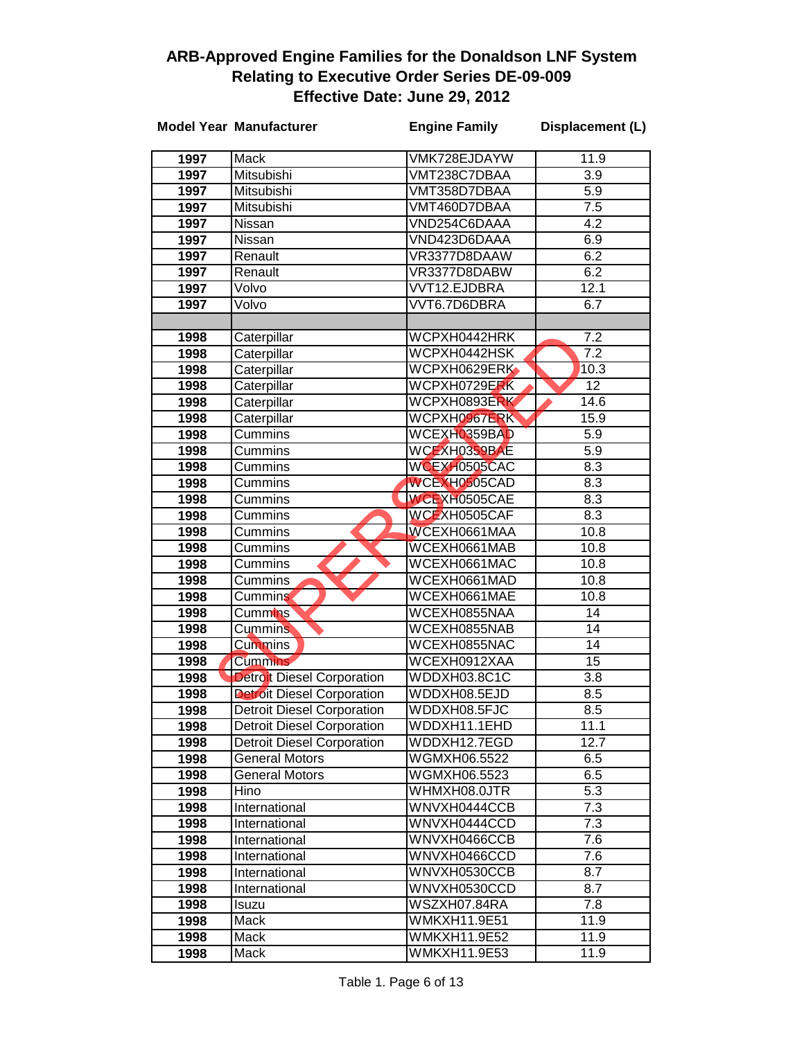# ARB-Approved Engine Families for the Donaldson LNF System
## Relating to Executive Order Series DE-09-009
## Effective Date: June 29, 2012

SUPERSEDED

| Model Year | Manufacturer | Engine Family | Displacement (L) |
|---|---|---|---|
| 1997 | Mack | VMK728EJDAYW | 11.9 |
| 1997 | Mitsubishi | VMT238C7DBAA | 3.9 |
| 1997 | Mitsubishi | VMT358D7DBAA | 5.9 |
| 1997 | Mitsubishi | VMT460D7DBAA | 7.5 |
| 1997 | Nissan | VND254C6DAAA | 4.2 |
| 1997 | Nissan | VND423D6DAAA | 6.9 |
| 1997 | Renault | VR3377D8DAAW | 6.2 |
| 1997 | Renault | VR3377D8DABW | 6.2 |
| 1997 | Volvo | VVT12.EJDBRA | 12.1 |
| 1997 | Volvo | VVT6.7D6DBRA | 6.7 |
| | | | |
| 1998 | Caterpillar | WCPXH0442HRK | 7.2 |
| 1998 | Caterpillar | WCPXH0442HSK | 7.2 |
| 1998 | Caterpillar | WCPXH0629ERK | 10.3 |
| 1998 | Caterpillar | WCPXH0729ERK | 12 |
| 1998 | Caterpillar | WCPXH0893ERK | 14.6 |
| 1998 | Caterpillar | WCPXH0967ERK | 15.9 |
| 1998 | Cummins | WCEXH0359BAD | 5.9 |
| 1998 | Cummins | WCEXH0359BAE | 5.9 |
| 1998 | Cummins | WCEXH0505CAC | 8.3 |
| 1998 | Cummins | WCEXH0505CAD | 8.3 |
| 1998 | Cummins | WCEXH0505CAE | 8.3 |
| 1998 | Cummins | WCEXH0505CAF | 8.3 |
| 1998 | Cummins | WCEXH0661MAA | 10.8 |
| 1998 | Cummins | WCEXH0661MAB | 10.8 |
| 1998 | Cummins | WCEXH0661MAC | 10.8 |
| 1998 | Cummins | WCEXH0661MAD | 10.8 |
| 1998 | Cummins | WCEXH0661MAE | 10.8 |
| 1998 | Cummins | WCEXH0855NAA | 14 |
| 1998 | Cummins | WCEXH0855NAB | 14 |
| 1998 | Cummins | WCEXH0855NAC | 14 |
| 1998 | Cummins | WCEXH0912XAA | 15 |
| 1998 | Detroit Diesel Corporation | WDDXH03.8C1C | 3.8 |
| 1998 | Detroit Diesel Corporation | WDDXH08.5EJD | 8.5 |
| 1998 | Detroit Diesel Corporation | WDDXH08.5FJC | 8.5 |
| 1998 | Detroit Diesel Corporation | WDDXH11.1EHD | 11.1 |
| 1998 | Detroit Diesel Corporation | WDDXH12.7EGD | 12.7 |
| 1998 | General Motors | WGMXH06.5522 | 6.5 |
| 1998 | General Motors | WGMXH06.5523 | 6.5 |
| 1998 | Hino | WHMXH08.0JTR | 5.3 |
| 1998 | International | WNVXH0444CCB | 7.3 |
| 1998 | International | WNVXH0444CCD | 7.3 |
| 1998 | International | WNVXH0466CCB | 7.6 |
| 1998 | International | WNVXH0466CCD | 7.6 |
| 1998 | International | WNVXH0530CCB | 8.7 |
| 1998 | International | WNVXH0530CCD | 8.7 |
| 1998 | Isuzu | WSZXH07.84RA | 7.8 |
| 1998 | Mack | WMKXH11.9E51 | 11.9 |
| 1998 | Mack | WMKXH11.9E52 | 11.9 |
| 1998 | Mack | WMKXH11.9E53 | 11.9 |

Table 1. Page 6 of 13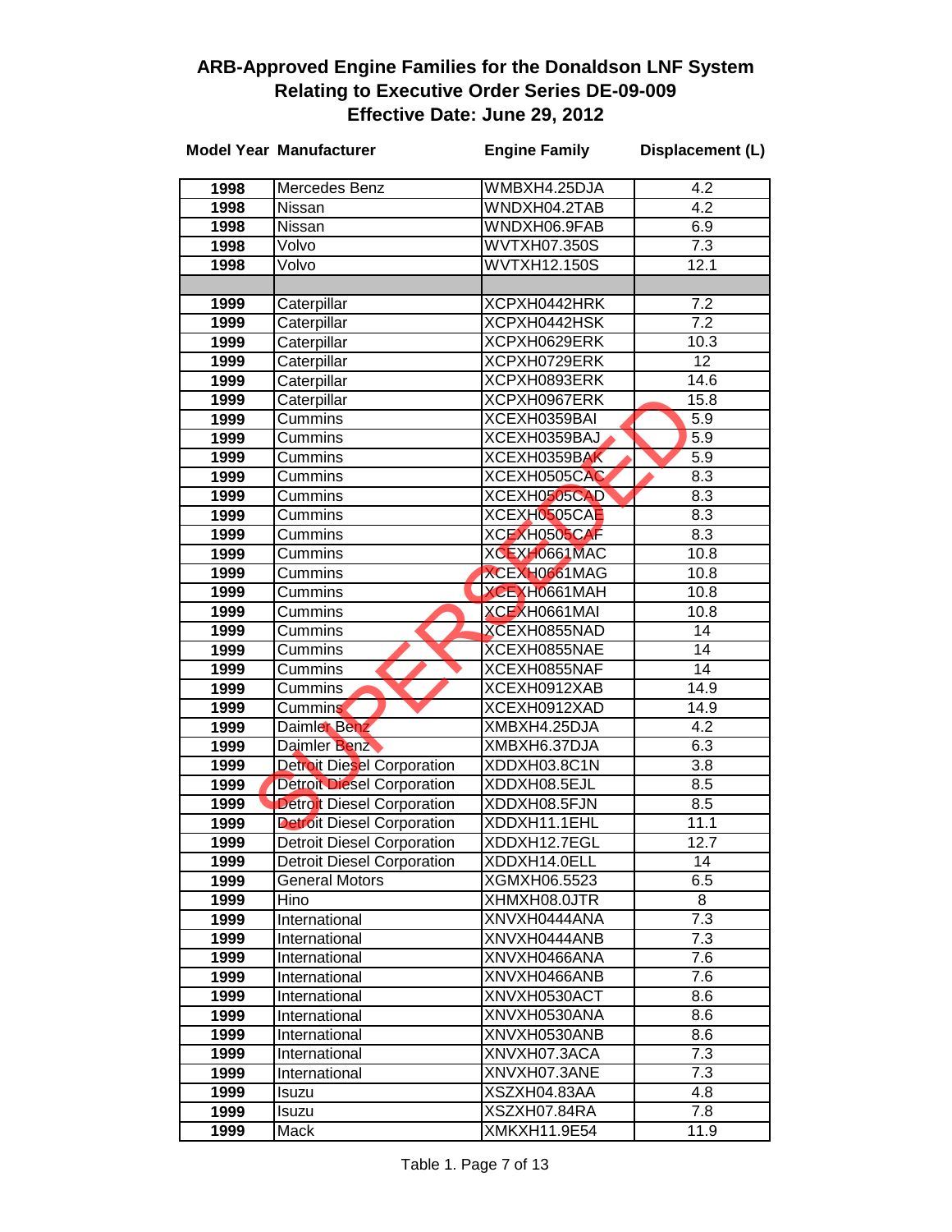# ARB-Approved Engine Families for the Donaldson LNF System
## Relating to Executive Order Series DE-09-009
## Effective Date: June 29, 2012

SUPERSEDED

| Model Year | Manufacturer | Engine Family | Displacement (L) |
|---|---|---|---|
| 1998 | Mercedes Benz | WMBXH4.25DJA | 4.2 |
| 1998 | Nissan | WNDXH04.2TAB | 4.2 |
| 1998 | Nissan | WNDXH06.9FAB | 6.9 |
| 1998 | Volvo | WVTXH07.350S | 7.3 |
| 1998 | Volvo | WVTXH12.150S | 12.1 |
| | | | |
| 1999 | Caterpillar | XCPXH0442HRK | 7.2 |
| 1999 | Caterpillar | XCPXH0442HSK | 7.2 |
| 1999 | Caterpillar | XCPXH0629ERK | 10.3 |
| 1999 | Caterpillar | XCPXH0729ERK | 12 |
| 1999 | Caterpillar | XCPXH0893ERK | 14.6 |
| 1999 | Caterpillar | XCPXH0967ERK | 15.8 |
| 1999 | Cummins | XCEXH0359BAI | 5.9 |
| 1999 | Cummins | XCEXH0359BAJ | 5.9 |
| 1999 | Cummins | XCEXH0359BAK | 5.9 |
| 1999 | Cummins | XCEXH0505CAC | 8.3 |
| 1999 | Cummins | XCEXH0505CAD | 8.3 |
| 1999 | Cummins | XCEXH0505CAE | 8.3 |
| 1999 | Cummins | XCEXH0505CAF | 8.3 |
| 1999 | Cummins | XCEXH0661MAC | 10.8 |
| 1999 | Cummins | XCEXH0661MAG | 10.8 |
| 1999 | Cummins | XCEXH0661MAH | 10.8 |
| 1999 | Cummins | XCEXH0661MAI | 10.8 |
| 1999 | Cummins | XCEXH0855NAD | 14 |
| 1999 | Cummins | XCEXH0855NAE | 14 |
| 1999 | Cummins | XCEXH0855NAF | 14 |
| 1999 | Cummins | XCEXH0912XAB | 14.9 |
| 1999 | Cummins | XCEXH0912XAD | 14.9 |
| 1999 | Daimler Benz | XMBXH4.25DJA | 4.2 |
| 1999 | Daimler Benz | XMBXH6.37DJA | 6.3 |
| 1999 | Detroit Diesel Corporation | XDDXH03.8C1N | 3.8 |
| 1999 | Detroit Diesel Corporation | XDDXH08.5EJL | 8.5 |
| 1999 | Detroit Diesel Corporation | XDDXH08.5FJN | 8.5 |
| 1999 | Detroit Diesel Corporation | XDDXH11.1EHL | 11.1 |
| 1999 | Detroit Diesel Corporation | XDDXH12.7EGL | 12.7 |
| 1999 | Detroit Diesel Corporation | XDDXH14.0ELL | 14 |
| 1999 | General Motors | XGMXH06.5523 | 6.5 |
| 1999 | Hino | XHMXH08.0JTR | 8 |
| 1999 | International | XNVXH0444ANA | 7.3 |
| 1999 | International | XNVXH0444ANB | 7.3 |
| 1999 | International | XNVXH0466ANA | 7.6 |
| 1999 | International | XNVXH0466ANB | 7.6 |
| 1999 | International | XNVXH0530ACT | 8.6 |
| 1999 | International | XNVXH0530ANA | 8.6 |
| 1999 | International | XNVXH0530ANB | 8.6 |
| 1999 | International | XNVXH07.3ACA | 7.3 |
| 1999 | International | XNVXH07.3ANE | 7.3 |
| 1999 | Isuzu | XSZXH04.83AA | 4.8 |
| 1999 | Isuzu | XSZXH07.84RA | 7.8 |
| 1999 | Mack | XMKXH11.9E54 | 11.9 |

Table 1. Page 7 of 13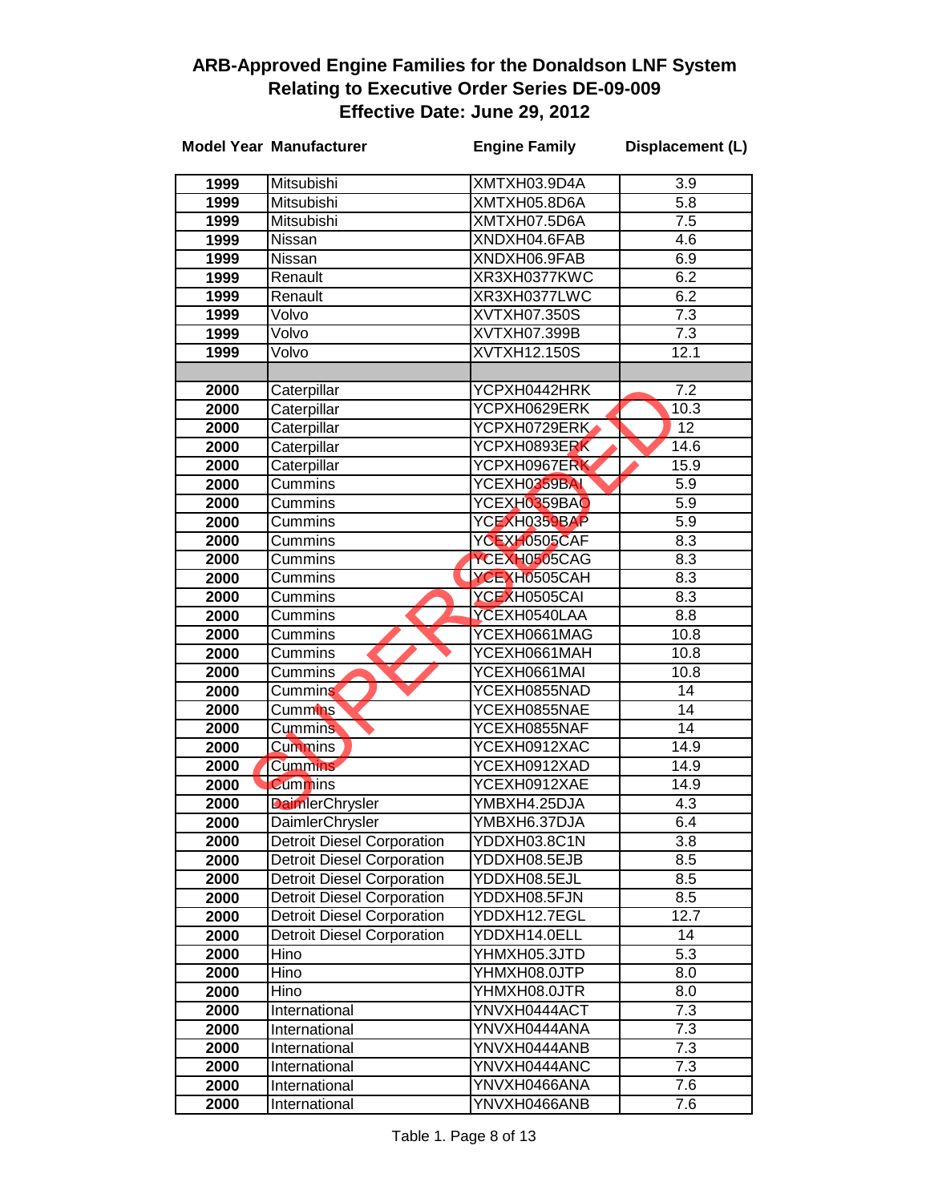# ARB-Approved Engine Families for the Donaldson LNF System Relating to Executive Order Series DE-09-009 Effective Date: June 29, 2012

SUPERSEDED

| Model Year | Manufacturer | Engine Family | Displacement (L) |
|---|---|---|---|
| 1999 | Mitsubishi | XMTXH03.9D4A | 3.9 |
| 1999 | Mitsubishi | XMTXH05.8D6A | 5.8 |
| 1999 | Mitsubishi | XMTXH07.5D6A | 7.5 |
| 1999 | Nissan | XNDXH04.6FAB | 4.6 |
| 1999 | Nissan | XNDXH06.9FAB | 6.9 |
| 1999 | Renault | XR3XH0377KWC | 6.2 |
| 1999 | Renault | XR3XH0377LWC | 6.2 |
| 1999 | Volvo | XVTXH07.350S | 7.3 |
| 1999 | Volvo | XVTXH07.399B | 7.3 |
| 1999 | Volvo | XVTXH12.150S | 12.1 |
| | | | |
| 2000 | Caterpillar | YCPXH0442HRK | 7.2 |
| 2000 | Caterpillar | YCPXH0629ERK | 10.3 |
| 2000 | Caterpillar | YCPXH0729ERK | 12 |
| 2000 | Caterpillar | YCPXH0893ERK | 14.6 |
| 2000 | Caterpillar | YCPXH0967ERK | 15.9 |
| 2000 | Cummins | YCEXH0359BAI | 5.9 |
| 2000 | Cummins | YCEXH0359BAO | 5.9 |
| 2000 | Cummins | YCEXH0359BAP | 5.9 |
| 2000 | Cummins | YCEXH0505CAF | 8.3 |
| 2000 | Cummins | YCEXH0505CAG | 8.3 |
| 2000 | Cummins | YCEXH0505CAH | 8.3 |
| 2000 | Cummins | YCEXH0505CAI | 8.3 |
| 2000 | Cummins | YCEXH0540LAA | 8.8 |
| 2000 | Cummins | YCEXH0661MAG | 10.8 |
| 2000 | Cummins | YCEXH0661MAH | 10.8 |
| 2000 | Cummins | YCEXH0661MAI | 10.8 |
| 2000 | Cummins | YCEXH0855NAD | 14 |
| 2000 | Cummins | YCEXH0855NAE | 14 |
| 2000 | Cummins | YCEXH0855NAF | 14 |
| 2000 | Cummins | YCEXH0912XAC | 14.9 |
| 2000 | Cummins | YCEXH0912XAD | 14.9 |
| 2000 | Cummins | YCEXH0912XAE | 14.9 |
| 2000 | DaimlerChrysler | YMBXH4.25DJA | 4.3 |
| 2000 | DaimlerChrysler | YMBXH6.37DJA | 6.4 |
| 2000 | Detroit Diesel Corporation | YDDXH03.8C1N | 3.8 |
| 2000 | Detroit Diesel Corporation | YDDXH08.5EJB | 8.5 |
| 2000 | Detroit Diesel Corporation | YDDXH08.5EJL | 8.5 |
| 2000 | Detroit Diesel Corporation | YDDXH08.5FJN | 8.5 |
| 2000 | Detroit Diesel Corporation | YDDXH12.7EGL | 12.7 |
| 2000 | Detroit Diesel Corporation | YDDXH14.0ELL | 14 |
| 2000 | Hino | YHMXH05.3JTD | 5.3 |
| 2000 | Hino | YHMXH08.0JTP | 8.0 |
| 2000 | Hino | YHMXH08.0JTR | 8.0 |
| 2000 | International | YNVXH0444ACT | 7.3 |
| 2000 | International | YNVXH0444ANA | 7.3 |
| 2000 | International | YNVXH0444ANB | 7.3 |
| 2000 | International | YNVXH0444ANC | 7.3 |
| 2000 | International | YNVXH0466ANA | 7.6 |
| 2000 | International | YNVXH0466ANB | 7.6 |

Table 1. Page 8 of 13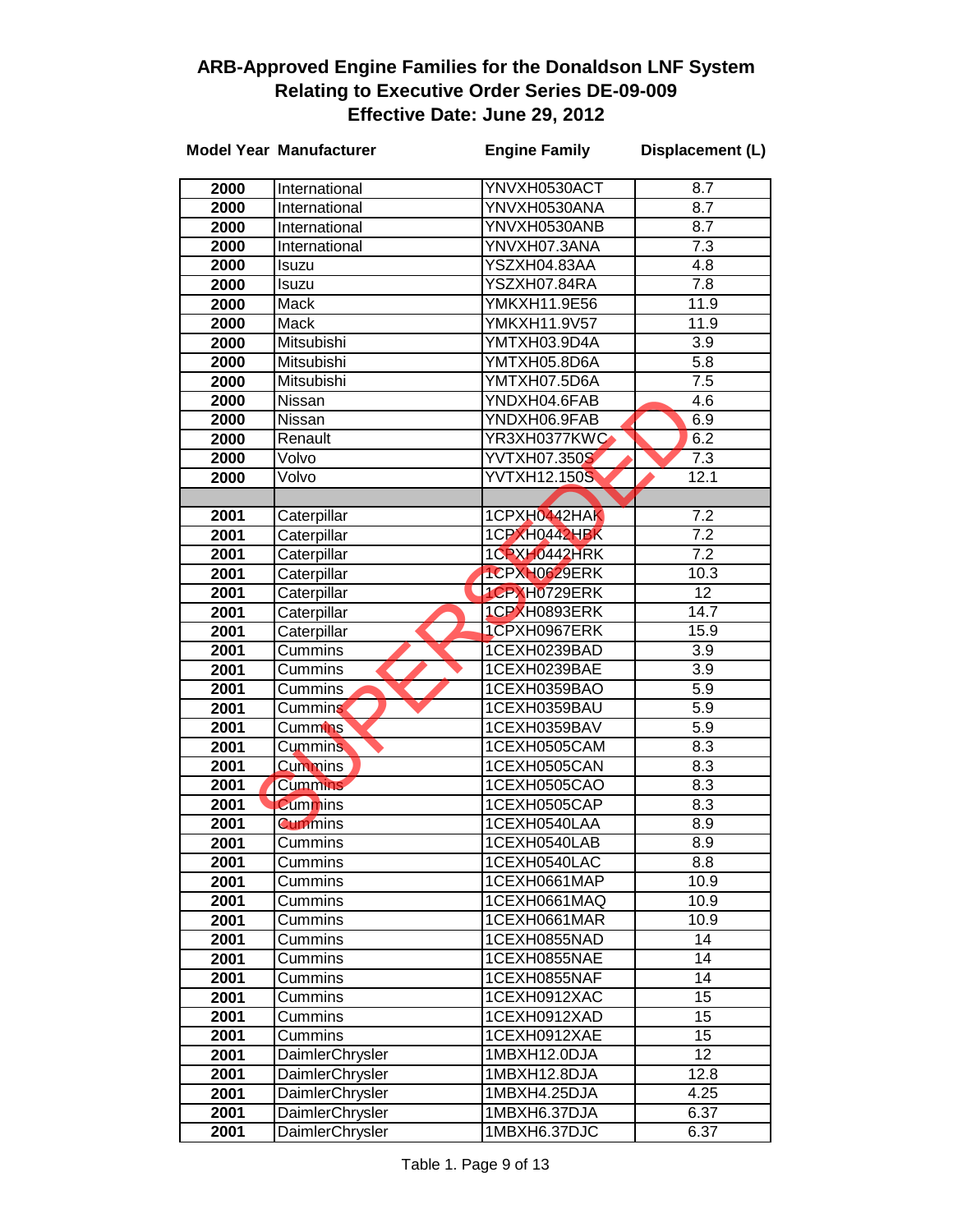# ARB-Approved Engine Families for the Donaldson LNF System Relating to Executive Order Series DE-09-009 Effective Date: June 29, 2012

SUPERSEDED

| Model Year | Manufacturer | Engine Family | Displacement (L) |
|---|---|---|---|
| 2000 | International | YNVXH0530ACT | 8.7 |
| 2000 | International | YNVXH0530ANA | 8.7 |
| 2000 | International | YNVXH0530ANB | 8.7 |
| 2000 | International | YNVXH07.3ANA | 7.3 |
| 2000 | Isuzu | YSZXH04.83AA | 4.8 |
| 2000 | Isuzu | YSZXH07.84RA | 7.8 |
| 2000 | Mack | YMKXH11.9E56 | 11.9 |
| 2000 | Mack | YMKXH11.9V57 | 11.9 |
| 2000 | Mitsubishi | YMTXH03.9D4A | 3.9 |
| 2000 | Mitsubishi | YMTXH05.8D6A | 5.8 |
| 2000 | Mitsubishi | YMTXH07.5D6A | 7.5 |
| 2000 | Nissan | YNDXH04.6FAB | 4.6 |
| 2000 | Nissan | YNDXH06.9FAB | 6.9 |
| 2000 | Renault | YR3XH0377KWC | 6.2 |
| 2000 | Volvo | YVTXH07.350S | 7.3 |
| 2000 | Volvo | YVTXH12.150S | 12.1 |
| | | | |
| 2001 | Caterpillar | 1CPXH0442HAK | 7.2 |
| 2001 | Caterpillar | 1CPXH0442HBK | 7.2 |
| 2001 | Caterpillar | 1CPXH0442HRK | 7.2 |
| 2001 | Caterpillar | 1CPXH0629ERK | 10.3 |
| 2001 | Caterpillar | 1CPXH0729ERK | 12 |
| 2001 | Caterpillar | 1CPXH0893ERK | 14.7 |
| 2001 | Caterpillar | 1CPXH0967ERK | 15.9 |
| 2001 | Cummins | 1CEXH0239BAD | 3.9 |
| 2001 | Cummins | 1CEXH0239BAE | 3.9 |
| 2001 | Cummins | 1CEXH0359BAO | 5.9 |
| 2001 | Cummins | 1CEXH0359BAU | 5.9 |
| 2001 | Cummins | 1CEXH0359BAV | 5.9 |
| 2001 | Cummins | 1CEXH0505CAM | 8.3 |
| 2001 | Cummins | 1CEXH0505CAN | 8.3 |
| 2001 | Cummins | 1CEXH0505CAO | 8.3 |
| 2001 | Cummins | 1CEXH0505CAP | 8.3 |
| 2001 | Cummins | 1CEXH0540LAA | 8.9 |
| 2001 | Cummins | 1CEXH0540LAB | 8.9 |
| 2001 | Cummins | 1CEXH0540LAC | 8.8 |
| 2001 | Cummins | 1CEXH0661MAP | 10.9 |
| 2001 | Cummins | 1CEXH0661MAQ | 10.9 |
| 2001 | Cummins | 1CEXH0661MAR | 10.9 |
| 2001 | Cummins | 1CEXH0855NAD | 14 |
| 2001 | Cummins | 1CEXH0855NAE | 14 |
| 2001 | Cummins | 1CEXH0855NAF | 14 |
| 2001 | Cummins | 1CEXH0912XAC | 15 |
| 2001 | Cummins | 1CEXH0912XAD | 15 |
| 2001 | Cummins | 1CEXH0912XAE | 15 |
| 2001 | DaimlerChrysler | 1MBXH12.0DJA | 12 |
| 2001 | DaimlerChrysler | 1MBXH12.8DJA | 12.8 |
| 2001 | DaimlerChrysler | 1MBXH4.25DJA | 4.25 |
| 2001 | DaimlerChrysler | 1MBXH6.37DJA | 6.37 |
| 2001 | DaimlerChrysler | 1MBXH6.37DJC | 6.37 |

Table 1. Page 9 of 13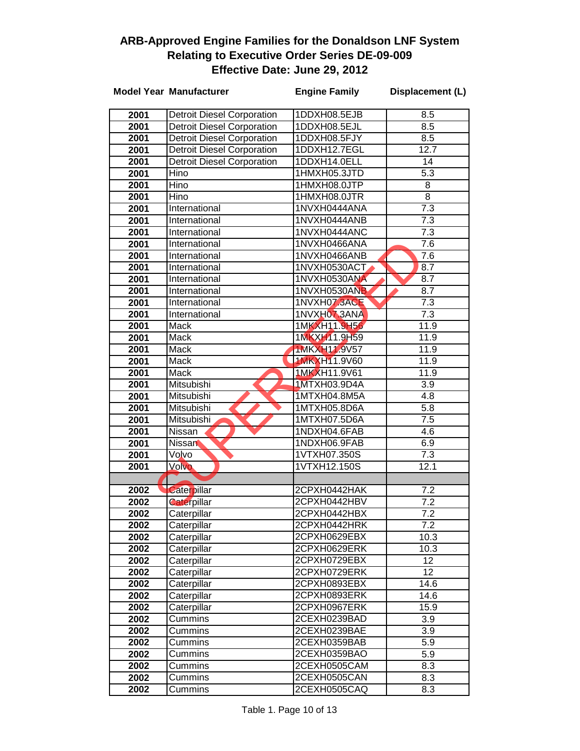# ARB-Approved Engine Families for the Donaldson LNF System Relating to Executive Order Series DE-09-009 Effective Date: June 29, 2012

SUPERSEDED

| Model Year | Manufacturer | Engine Family | Displacement (L) |
|---|---|---|---|
| 2001 | Detroit Diesel Corporation | 1DDXH08.5EJB | 8.5 |
| 2001 | Detroit Diesel Corporation | 1DDXH08.5EJL | 8.5 |
| 2001 | Detroit Diesel Corporation | 1DDXH08.5FJY | 8.5 |
| 2001 | Detroit Diesel Corporation | 1DDXH12.7EGL | 12.7 |
| 2001 | Detroit Diesel Corporation | 1DDXH14.0ELL | 14 |
| 2001 | Hino | 1HMXH05.3JTD | 5.3 |
| 2001 | Hino | 1HMXH08.0JTP | 8 |
| 2001 | Hino | 1HMXH08.0JTR | 8 |
| 2001 | International | 1NVXH0444ANA | 7.3 |
| 2001 | International | 1NVXH0444ANB | 7.3 |
| 2001 | International | 1NVXH0444ANC | 7.3 |
| 2001 | International | 1NVXH0466ANA | 7.6 |
| 2001 | International | 1NVXH0466ANB | 7.6 |
| 2001 | International | 1NVXH0530ACT | 8.7 |
| 2001 | International | 1NVXH0530ANA | 8.7 |
| 2001 | International | 1NVXH0530ANB | 8.7 |
| 2001 | International | 1NVXH07.3ACE | 7.3 |
| 2001 | International | 1NVXH07.3ANA | 7.3 |
| 2001 | Mack | 1MKXH11.9H56 | 11.9 |
| 2001 | Mack | 1MKXH11.9H59 | 11.9 |
| 2001 | Mack | 1MKXH11.9V57 | 11.9 |
| 2001 | Mack | 1MKXH11.9V60 | 11.9 |
| 2001 | Mack | 1MKXH11.9V61 | 11.9 |
| 2001 | Mitsubishi | 1MTXH03.9D4A | 3.9 |
| 2001 | Mitsubishi | 1MTXH04.8M5A | 4.8 |
| 2001 | Mitsubishi | 1MTXH05.8D6A | 5.8 |
| 2001 | Mitsubishi | 1MTXH07.5D6A | 7.5 |
| 2001 | Nissan | 1NDXH04.6FAB | 4.6 |
| 2001 | Nissan | 1NDXH06.9FAB | 6.9 |
| 2001 | Volvo | 1VTXH07.350S | 7.3 |
| 2001 | Volvo | 1VTXH12.150S | 12.1 |
| | | | |
| 2002 | Caterpillar | 2CPXH0442HAK | 7.2 |
| 2002 | Caterpillar | 2CPXH0442HBV | 7.2 |
| 2002 | Caterpillar | 2CPXH0442HBX | 7.2 |
| 2002 | Caterpillar | 2CPXH0442HRK | 7.2 |
| 2002 | Caterpillar | 2CPXH0629EBX | 10.3 |
| 2002 | Caterpillar | 2CPXH0629ERK | 10.3 |
| 2002 | Caterpillar | 2CPXH0729EBX | 12 |
| 2002 | Caterpillar | 2CPXH0729ERK | 12 |
| 2002 | Caterpillar | 2CPXH0893EBX | 14.6 |
| 2002 | Caterpillar | 2CPXH0893ERK | 14.6 |
| 2002 | Caterpillar | 2CPXH0967ERK | 15.9 |
| 2002 | Cummins | 2CEXH0239BAD | 3.9 |
| 2002 | Cummins | 2CEXH0239BAE | 3.9 |
| 2002 | Cummins | 2CEXH0359BAB | 5.9 |
| 2002 | Cummins | 2CEXH0359BAO | 5.9 |
| 2002 | Cummins | 2CEXH0505CAM | 8.3 |
| 2002 | Cummins | 2CEXH0505CAN | 8.3 |
| 2002 | Cummins | 2CEXH0505CAQ | 8.3 |

Table 1. Page 10 of 13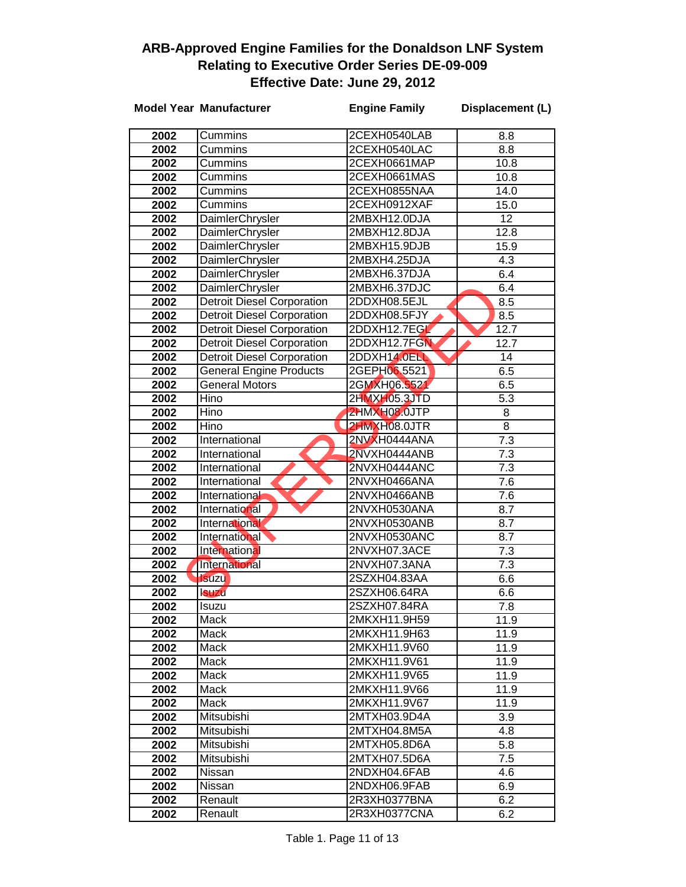# ARB-Approved Engine Families for the Donaldson LNF System Relating to Executive Order Series DE-09-009 Effective Date: June 29, 2012

SUPERSEDED

| Model Year | Manufacturer | Engine Family | Displacement (L) |
|---|---|---|---|
| 2002 | Cummins | 2CEXH0540LAB | 8.8 |
| 2002 | Cummins | 2CEXH0540LAC | 8.8 |
| 2002 | Cummins | 2CEXH0661MAP | 10.8 |
| 2002 | Cummins | 2CEXH0661MAS | 10.8 |
| 2002 | Cummins | 2CEXH0855NAA | 14.0 |
| 2002 | Cummins | 2CEXH0912XAF | 15.0 |
| 2002 | DaimlerChrysler | 2MBXH12.0DJA | 12 |
| 2002 | DaimlerChrysler | 2MBXH12.8DJA | 12.8 |
| 2002 | DaimlerChrysler | 2MBXH15.9DJB | 15.9 |
| 2002 | DaimlerChrysler | 2MBXH4.25DJA | 4.3 |
| 2002 | DaimlerChrysler | 2MBXH6.37DJA | 6.4 |
| 2002 | DaimlerChrysler | 2MBXH6.37DJC | 6.4 |
| 2002 | Detroit Diesel Corporation | 2DDXH08.5EJL | 8.5 |
| 2002 | Detroit Diesel Corporation | 2DDXH08.5FJY | 8.5 |
| 2002 | Detroit Diesel Corporation | 2DDXH12.7EGL | 12.7 |
| 2002 | Detroit Diesel Corporation | 2DDXH12.7FGN | 12.7 |
| 2002 | Detroit Diesel Corporation | 2DDXH14.0ELL | 14 |
| 2002 | General Engine Products | 2GEPH06.5521 | 6.5 |
| 2002 | General Motors | 2GMXH06.5521 | 6.5 |
| 2002 | Hino | 2HMXH05.3JTD | 5.3 |
| 2002 | Hino | 2HMXH08.0JTP | 8 |
| 2002 | Hino | 2HMXH08.0JTR | 8 |
| 2002 | International | 2NVXH0444ANA | 7.3 |
| 2002 | International | 2NVXH0444ANB | 7.3 |
| 2002 | International | 2NVXH0444ANC | 7.3 |
| 2002 | International | 2NVXH0466ANA | 7.6 |
| 2002 | International | 2NVXH0466ANB | 7.6 |
| 2002 | International | 2NVXH0530ANA | 8.7 |
| 2002 | International | 2NVXH0530ANB | 8.7 |
| 2002 | International | 2NVXH0530ANC | 8.7 |
| 2002 | International | 2NVXH07.3ACE | 7.3 |
| 2002 | International | 2NVXH07.3ANA | 7.3 |
| 2002 | Isuzu | 2SZXH04.83AA | 6.6 |
| 2002 | Isuzu | 2SZXH06.64RA | 6.6 |
| 2002 | Isuzu | 2SZXH07.84RA | 7.8 |
| 2002 | Mack | 2MKXH11.9H59 | 11.9 |
| 2002 | Mack | 2MKXH11.9H63 | 11.9 |
| 2002 | Mack | 2MKXH11.9V60 | 11.9 |
| 2002 | Mack | 2MKXH11.9V61 | 11.9 |
| 2002 | Mack | 2MKXH11.9V65 | 11.9 |
| 2002 | Mack | 2MKXH11.9V66 | 11.9 |
| 2002 | Mack | 2MKXH11.9V67 | 11.9 |
| 2002 | Mitsubishi | 2MTXH03.9D4A | 3.9 |
| 2002 | Mitsubishi | 2MTXH04.8M5A | 4.8 |
| 2002 | Mitsubishi | 2MTXH05.8D6A | 5.8 |
| 2002 | Mitsubishi | 2MTXH07.5D6A | 7.5 |
| 2002 | Nissan | 2NDXH04.6FAB | 4.6 |
| 2002 | Nissan | 2NDXH06.9FAB | 6.9 |
| 2002 | Renault | 2R3XH0377BNA | 6.2 |
| 2002 | Renault | 2R3XH0377CNA | 6.2 |

Table 1.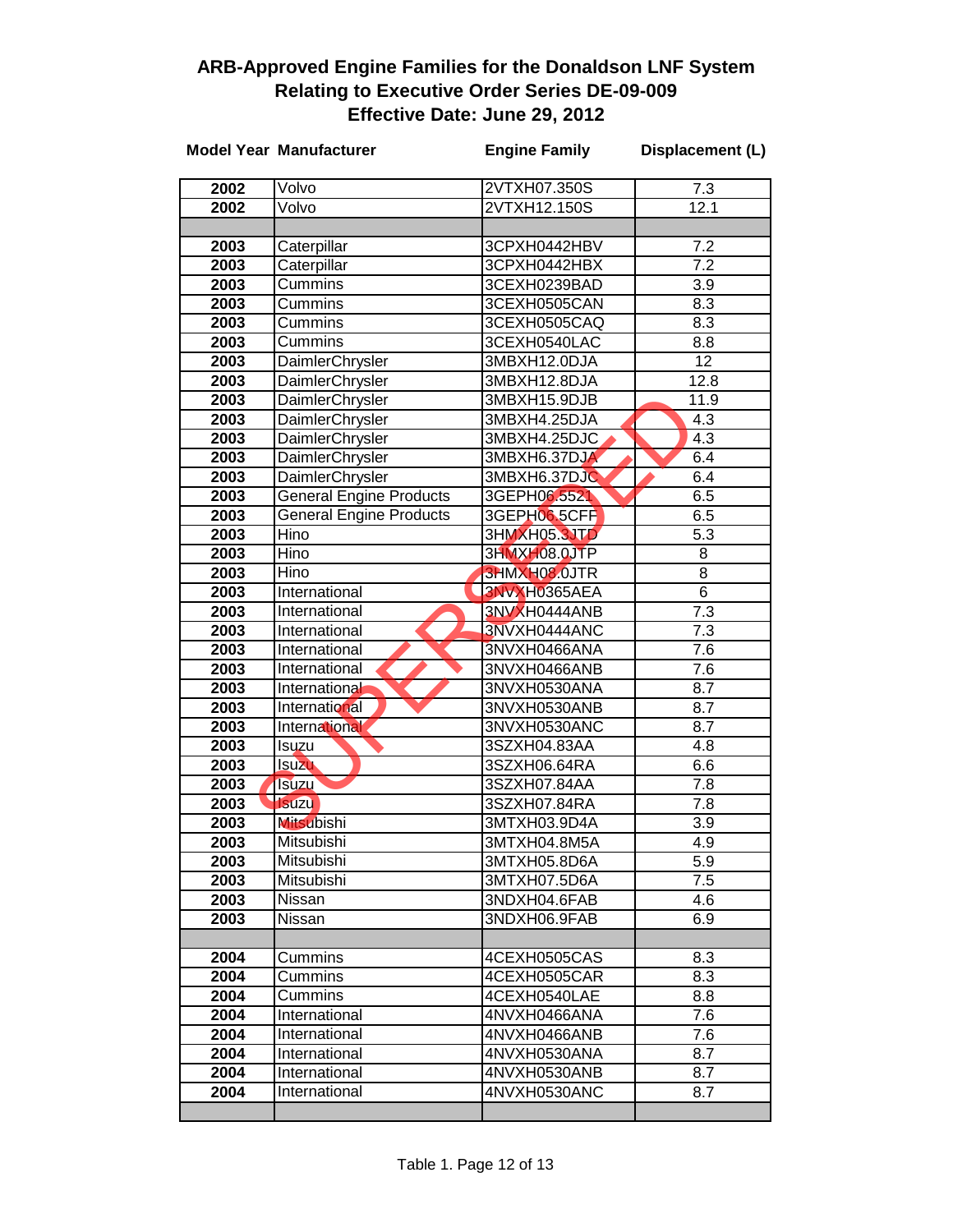# ARB-Approved Engine Families for the Donaldson LNF System Relating to Executive Order Series DE-09-009 Effective Date: June 29, 2012

SUPERSEDED

| Model Year | Manufacturer | Engine Family | Displacement (L) |
|---|---|---|---|
| 2002 | Volvo | 2VTXH07.350S | 7.3 |
| 2002 | Volvo | 2VTXH12.150S | 12.1 |
| | | | |
| 2003 | Caterpillar | 3CPXH0442HBV | 7.2 |
| 2003 | Caterpillar | 3CPXH0442HBX | 7.2 |
| 2003 | Cummins | 3CEXH0239BAD | 3.9 |
| 2003 | Cummins | 3CEXH0505CAN | 8.3 |
| 2003 | Cummins | 3CEXH0505CAQ | 8.3 |
| 2003 | Cummins | 3CEXH0540LAC | 8.8 |
| 2003 | DaimlerChrysler | 3MBXH12.0DJA | 12 |
| 2003 | DaimlerChrysler | 3MBXH12.8DJA | 12.8 |
| 2003 | DaimlerChrysler | 3MBXH15.9DJB | 11.9 |
| 2003 | DaimlerChrysler | 3MBXH4.25DJA | 4.3 |
| 2003 | DaimlerChrysler | 3MBXH4.25DJC | 4.3 |
| 2003 | DaimlerChrysler | 3MBXH6.37DJA | 6.4 |
| 2003 | DaimlerChrysler | 3MBXH6.37DJC | 6.4 |
| 2003 | General Engine Products | 3GEPH06.5521 | 6.5 |
| 2003 | General Engine Products | 3GEPH06.5CFF | 6.5 |
| 2003 | Hino | 3HMXH05.3JTD | 5.3 |
| 2003 | Hino | 3HMXH08.0JTP | 8 |
| 2003 | Hino | 3HMXH08.0JTR | 8 |
| 2003 | International | 3NVXH0365AEA | 6 |
| 2003 | International | 3NVXH0444ANB | 7.3 |
| 2003 | International | 3NVXH0444ANC | 7.3 |
| 2003 | International | 3NVXH0466ANA | 7.6 |
| 2003 | International | 3NVXH0466ANB | 7.6 |
| 2003 | International | 3NVXH0530ANA | 8.7 |
| 2003 | International | 3NVXH0530ANB | 8.7 |
| 2003 | International | 3NVXH0530ANC | 8.7 |
| 2003 | Isuzu | 3SZXH04.83AA | 4.8 |
| 2003 | Isuzu | 3SZXH06.64RA | 6.6 |
| 2003 | Isuzu | 3SZXH07.84AA | 7.8 |
| 2003 | Isuzu | 3SZXH07.84RA | 7.8 |
| 2003 | Mitsubishi | 3MTXH03.9D4A | 3.9 |
| 2003 | Mitsubishi | 3MTXH04.8M5A | 4.9 |
| 2003 | Mitsubishi | 3MTXH05.8D6A | 5.9 |
| 2003 | Mitsubishi | 3MTXH07.5D6A | 7.5 |
| 2003 | Nissan | 3NDXH04.6FAB | 4.6 |
| 2003 | Nissan | 3NDXH06.9FAB | 6.9 |
| | | | |
| 2004 | Cummins | 4CEXH0505CAS | 8.3 |
| 2004 | Cummins | 4CEXH0505CAR | 8.3 |
| 2004 | Cummins | 4CEXH0540LAE | 8.8 |
| 2004 | International | 4NVXH0466ANA | 7.6 |
| 2004 | International | 4NVXH0466ANB | 7.6 |
| 2004 | International | 4NVXH0530ANA | 8.7 |
| 2004 | International | 4NVXH0530ANB | 8.7 |
| 2004 | International | 4NVXH0530ANC | 8.7 |
| | | | |

Table 1. Page 12 of 13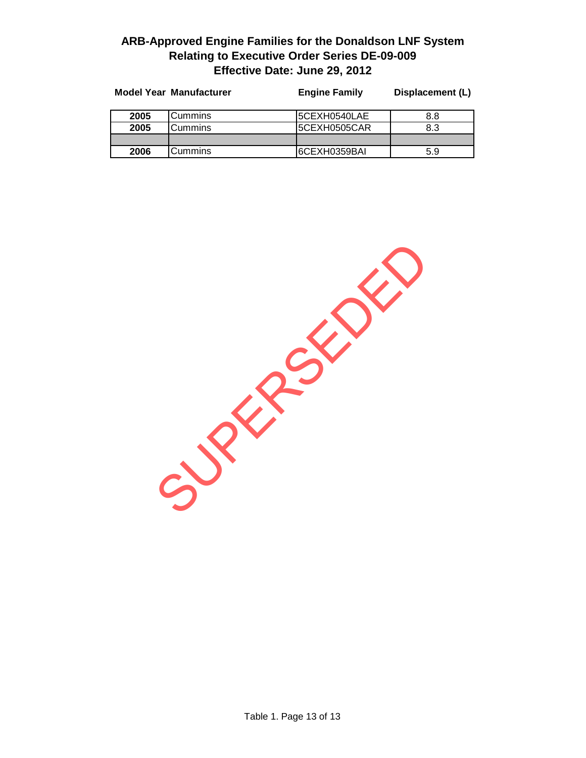# ARB-Approved Engine Families for the Donaldson LNF System Relating to Executive Order Series DE-09-009 Effective Date: June 29, 2012

| Model Year | Manufacturer | Engine Family | Displacement (L) |
|---|---|---|---|
| 2005 | Cummins | 5CEXH0540LAE | 8.8 |
| 2005 | Cummins | 5CEXH0505CAR | 8.3 |
| | | | |
| 2006 | Cummins | 6CEXH0359BAI | 5.9 |

SUPERSEDED

Table 1. Page 13 of 13